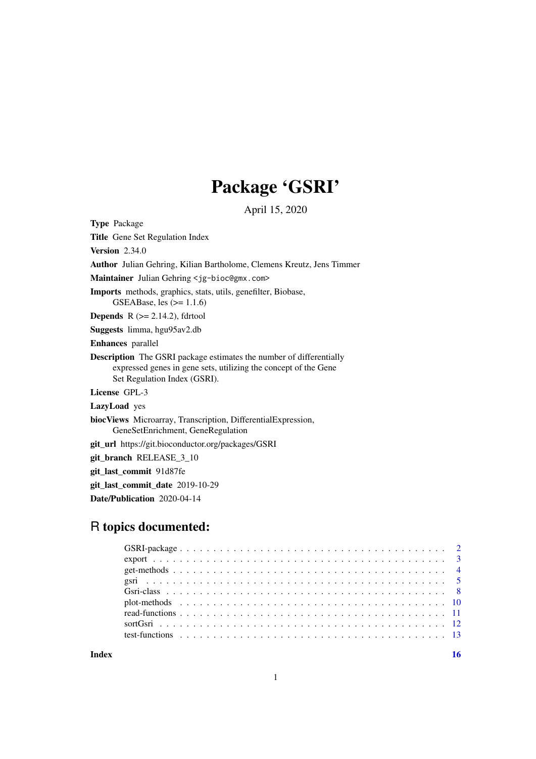# Package 'GSRI'

April 15, 2020

**Type** Package

**Title** Gene Set Regulation Index

**Version** 2.34.0

**Author** Julian Gehring, Kilian Bartholome, Clemens Kreutz, Jens Timmer

**Maintainer** Julian Gehring <jg-bioc@gmx.com>

**Imports** methods, graphics, stats, utils, genefilter, Biobase, GSEABase, les (>= 1.1.6)

**Depends** R (>= 2.14.2), fdrtool

**Suggests** limma, hgu95av2.db

**Enhances** parallel

**Description** The GSRI package estimates the number of differentially expressed genes in gene sets, utilizing the concept of the Gene Set Regulation Index (GSRI).

**License** GPL-3

**LazyLoad** yes

**biocViews** Microarray, Transcription, DifferentialExpression, GeneSetEnrichment, GeneRegulation

**git_url** https://git.bioconductor.org/packages/GSRI

**git_branch** RELEASE_3_10

**git_last_commit** 91d87fe

**git_last_commit_date** 2019-10-29

**Date/Publication** 2020-04-14

## R topics documented:

| | |
|---|---|
| GSRI-package | 2 |
| export | 3 |
| get-methods | 4 |
| gsri | 5 |
| Gsri-class | 8 |
| plot-methods | 10 |
| read-functions | 11 |
| sortGsri | 12 |
| test-functions | 13 |
| **Index** | **16** |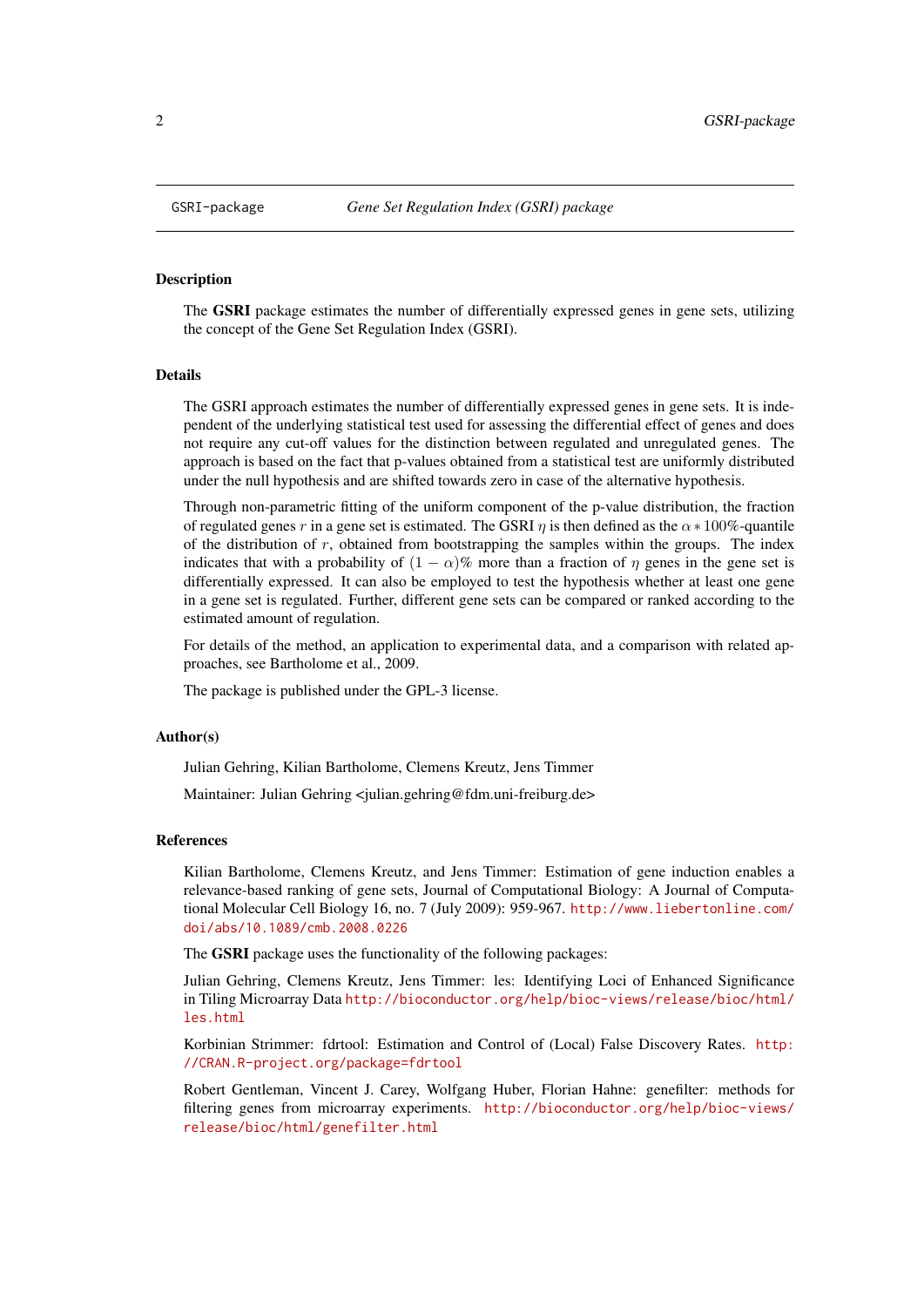GSRI-package *Gene Set Regulation Index (GSRI) package*

## Description

The **GSRI** package estimates the number of differentially expressed genes in gene sets, utilizing the concept of the Gene Set Regulation Index (GSRI).

## Details

The GSRI approach estimates the number of differentially expressed genes in gene sets. It is independent of the underlying statistical test used for assessing the differential effect of genes and does not require any cut-off values for the distinction between regulated and unregulated genes. The approach is based on the fact that p-values obtained from a statistical test are uniformly distributed under the null hypothesis and are shifted towards zero in case of the alternative hypothesis.

Through non-parametric fitting of the uniform component of the p-value distribution, the fraction of regulated genes $r$ in a gene set is estimated. The GSRI $\eta$ is then defined as the $\alpha * 100\%$-quantile of the distribution of $r$, obtained from bootstrapping the samples within the groups. The index indicates that with a probability of $(1 - \alpha)\%$ more than a fraction of $\eta$ genes in the gene set is differentially expressed. It can also be employed to test the hypothesis whether at least one gene in a gene set is regulated. Further, different gene sets can be compared or ranked according to the estimated amount of regulation.

For details of the method, an application to experimental data, and a comparison with related approaches, see Bartholome et al., 2009.

The package is published under the GPL-3 license.

## Author(s)

Julian Gehring, Kilian Bartholome, Clemens Kreutz, Jens Timmer

Maintainer: Julian Gehring <julian.gehring@fdm.uni-freiburg.de>

## References

Kilian Bartholome, Clemens Kreutz, and Jens Timmer: Estimation of gene induction enables a relevance-based ranking of gene sets, Journal of Computational Biology: A Journal of Computational Molecular Cell Biology 16, no. 7 (July 2009): 959-967. http://www.liebertonline.com/doi/abs/10.1089/cmb.2008.0226

The **GSRI** package uses the functionality of the following packages:

Julian Gehring, Clemens Kreutz, Jens Timmer: les: Identifying Loci of Enhanced Significance in Tiling Microarray Data http://bioconductor.org/help/bioc-views/release/bioc/html/les.html

Korbinian Strimmer: fdrtool: Estimation and Control of (Local) False Discovery Rates. http://CRAN.R-project.org/package=fdrtool

Robert Gentleman, Vincent J. Carey, Wolfgang Huber, Florian Hahne: genefilter: methods for filtering genes from microarray experiments. http://bioconductor.org/help/bioc-views/release/bioc/html/genefilter.html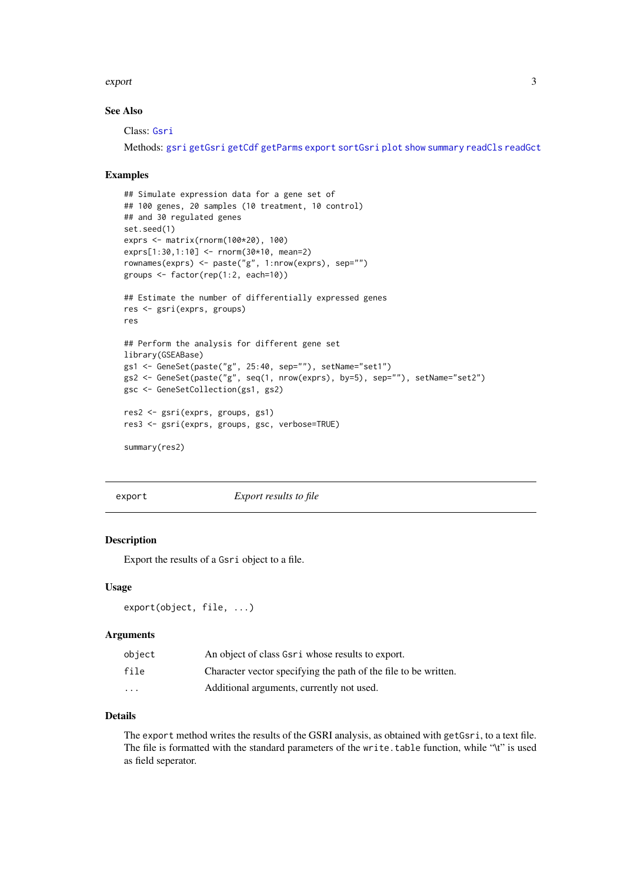## See Also

Class: Gsri

Methods: gsri getGsri getCdf getParms export sortGsri plot show summary readCls readGct

## Examples

```
## Simulate expression data for a gene set of
## 100 genes, 20 samples (10 treatment, 10 control)
## and 30 regulated genes
set.seed(1)
exprs <- matrix(rnorm(100*20), 100)
exprs[1:30,1:10] <- rnorm(30*10, mean=2)
rownames(exprs) <- paste("g", 1:nrow(exprs), sep="")
groups <- factor(rep(1:2, each=10))

## Estimate the number of differentially expressed genes
res <- gsri(exprs, groups)
res

## Perform the analysis for different gene set
library(GSEABase)
gs1 <- GeneSet(paste("g", 25:40, sep=""), setName="set1")
gs2 <- GeneSet(paste("g", seq(1, nrow(exprs), by=5), sep=""), setName="set2")
gsc <- GeneSetCollection(gs1, gs2)

res2 <- gsri(exprs, groups, gs1)
res3 <- gsri(exprs, groups, gsc, verbose=TRUE)

summary(res2)
```

---

# export — *Export results to file*

## Description

Export the results of a Gsri object to a file.

## Usage

```
export(object, file, ...)
```

## Arguments

| | |
|---|---|
| object | An object of class Gsri whose results to export. |
| file | Character vector specifying the path of the file to be written. |
| ... | Additional arguments, currently not used. |

## Details

The export method writes the results of the GSRI analysis, as obtained with getGsri, to a text file. The file is formatted with the standard parameters of the write.table function, while "\t" is used as field seperator.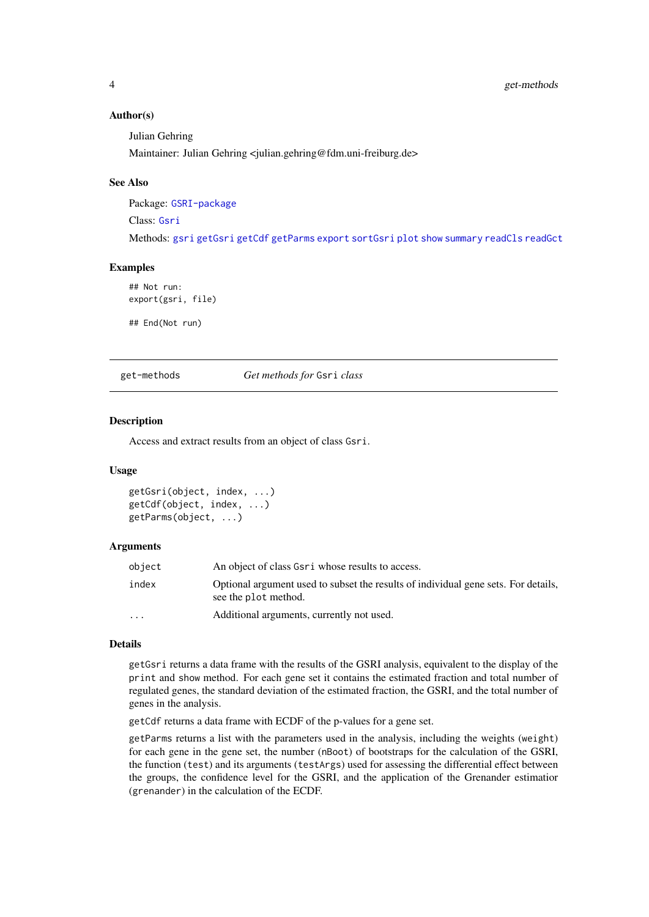### Author(s)

Julian Gehring

Maintainer: Julian Gehring <julian.gehring@fdm.uni-freiburg.de>

### See Also

Package: `GSRI-package`

Class: `Gsri`

Methods: `gsri` `getGsri` `getCdf` `getParms` `export` `sortGsri` `plot` `show` `summary` `readCls` `readGct`

### Examples

```
## Not run:
export(gsri, file)

## End(Not run)
```

---

## get-methods — *Get methods for* `Gsri` *class*

---

### Description

Access and extract results from an object of class `Gsri`.

### Usage

```
getGsri(object, index, ...)
getCdf(object, index, ...)
getParms(object, ...)
```

### Arguments

| | |
|---|---|
| `object` | An object of class `Gsri` whose results to access. |
| `index` | Optional argument used to subset the results of individual gene sets. For details, see the `plot` method. |
| `...` | Additional arguments, currently not used. |

### Details

`getGsri` returns a data frame with the results of the GSRI analysis, equivalent to the display of the `print` and `show` method. For each gene set it contains the estimated fraction and total number of regulated genes, the standard deviation of the estimated fraction, the GSRI, and the total number of genes in the analysis.

`getCdf` returns a data frame with ECDF of the p-values for a gene set.

`getParms` returns a list with the parameters used in the analysis, including the weights (`weight`) for each gene in the gene set, the number (`nBoot`) of bootstraps for the calculation of the GSRI, the function (`test`) and its arguments (`testArgs`) used for assessing the differential effect between the groups, the confidence level for the GSRI, and the application of the Grenander estimatior (`grenander`) in the calculation of the ECDF.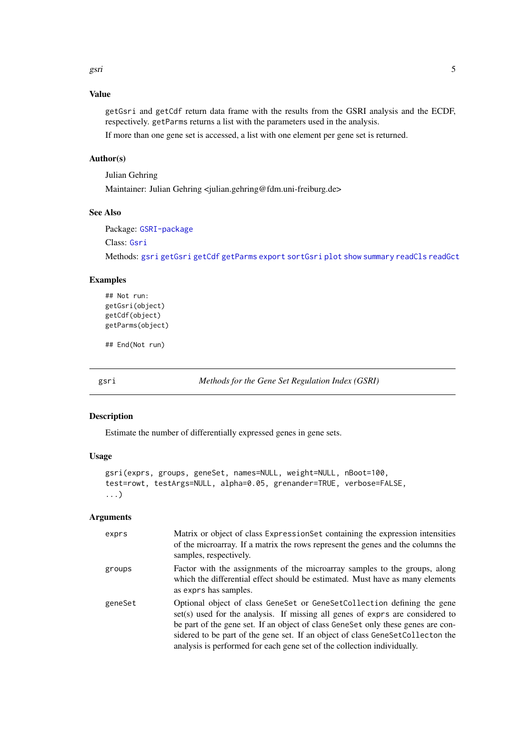### Value

getGsri and getCdf return data frame with the results from the GSRI analysis and the ECDF, respectively. getParms returns a list with the parameters used in the analysis.

If more than one gene set is accessed, a list with one element per gene set is returned.

### Author(s)

Julian Gehring

Maintainer: Julian Gehring <julian.gehring@fdm.uni-freiburg.de>

### See Also

Package: GSRI-package

Class: Gsri

Methods: gsri getGsri getCdf getParms export sortGsri plot show summary readCls readGct

### Examples

```
## Not run:
getGsri(object)
getCdf(object)
getParms(object)

## End(Not run)
```

---

## gsri — *Methods for the Gene Set Regulation Index (GSRI)*

---

### Description

Estimate the number of differentially expressed genes in gene sets.

### Usage

```
gsri(exprs, groups, geneSet, names=NULL, weight=NULL, nBoot=100,
test=rowt, testArgs=NULL, alpha=0.05, grenander=TRUE, verbose=FALSE,
...)
```

### Arguments

| | |
|---|---|
| exprs | Matrix or object of class ExpressionSet containing the expression intensities of the microarray. If a matrix the rows represent the genes and the columns the samples, respectively. |
| groups | Factor with the assignments of the microarray samples to the groups, along which the differential effect should be estimated. Must have as many elements as exprs has samples. |
| geneSet | Optional object of class GeneSet or GeneSetCollection defining the gene set(s) used for the analysis. If missing all genes of exprs are considered to be part of the gene set. If an object of class GeneSet only these genes are considered to be part of the gene set. If an object of class GeneSetCollecton the analysis is performed for each gene set of the collection individually. |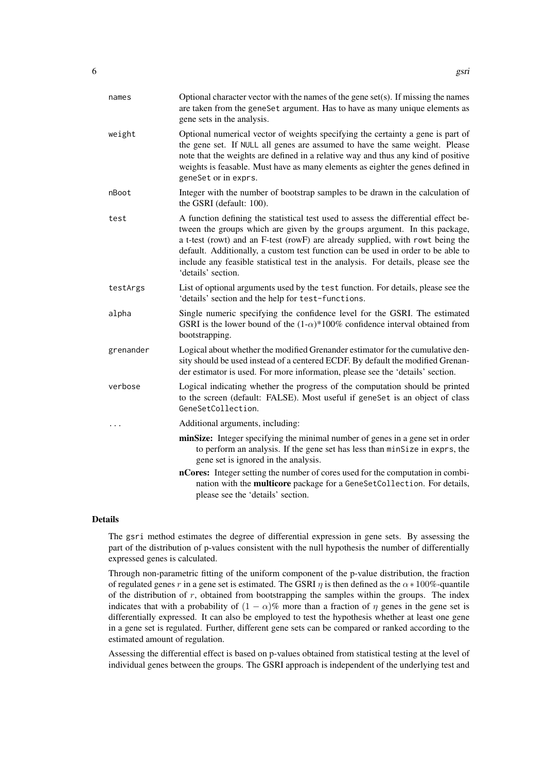| | |
|---|---|
| `names` | Optional character vector with the names of the gene set(s). If missing the names are taken from the `geneSet` argument. Has to have as many unique elements as gene sets in the analysis. |
| `weight` | Optional numerical vector of weights specifying the certainty a gene is part of the gene set. If `NULL` all genes are assumed to have the same weight. Please note that the weights are defined in a relative way and thus any kind of positive weights is feasable. Must have as many elements as eighter the genes defined in `geneSet` or in `exprs`. |
| `nBoot` | Integer with the number of bootstrap samples to be drawn in the calculation of the GSRI (default: 100). |
| `test` | A function defining the statistical test used to assess the differential effect between the groups which are given by the `groups` argument. In this package, a t-test (rowt) and an F-test (rowF) are already supplied, with `rowt` being the default. Additionally, a custom test function can be used in order to be able to include any feasible statistical test in the analysis. For details, please see the 'details' section. |
| `testArgs` | List of optional arguments used by the `test` function. For details, please see the 'details' section and the help for `test-functions`. |
| `alpha` | Single numeric specifying the confidence level for the GSRI. The estimated GSRI is the lower bound of the (1-$\alpha$)*100% confidence interval obtained from bootstrapping. |
| `grenander` | Logical about whether the modified Grenander estimator for the cumulative density should be used instead of a centered ECDF. By default the modified Grenander estimator is used. For more information, please see the 'details' section. |
| `verbose` | Logical indicating whether the progress of the computation should be printed to the screen (default: FALSE). Most useful if `geneSet` is an object of class `GeneSetCollection`. |
| `...` | Additional arguments, including: |

- **minSize:** Integer specifying the minimal number of genes in a gene set in order to perform an analysis. If the gene set has less than `minSize` in `exprs`, the gene set is ignored in the analysis.
- **nCores:** Integer setting the number of cores used for the computation in combination with the **multicore** package for a `GeneSetCollection`. For details, please see the 'details' section.

## Details

The `gsri` method estimates the degree of differential expression in gene sets. By assessing the part of the distribution of p-values consistent with the null hypothesis the number of differentially expressed genes is calculated.

Through non-parametric fitting of the uniform component of the p-value distribution, the fraction of regulated genes $r$ in a gene set is estimated. The GSRI $\eta$ is then defined as the $\alpha * 100\%$-quantile of the distribution of $r$, obtained from bootstrapping the samples within the groups. The index indicates that with a probability of $(1 - \alpha)\%$ more than a fraction of $\eta$ genes in the gene set is differentially expressed. It can also be employed to test the hypothesis whether at least one gene in a gene set is regulated. Further, different gene sets can be compared or ranked according to the estimated amount of regulation.

Assessing the differential effect is based on p-values obtained from statistical testing at the level of individual genes between the groups. The GSRI approach is independent of the underlying test and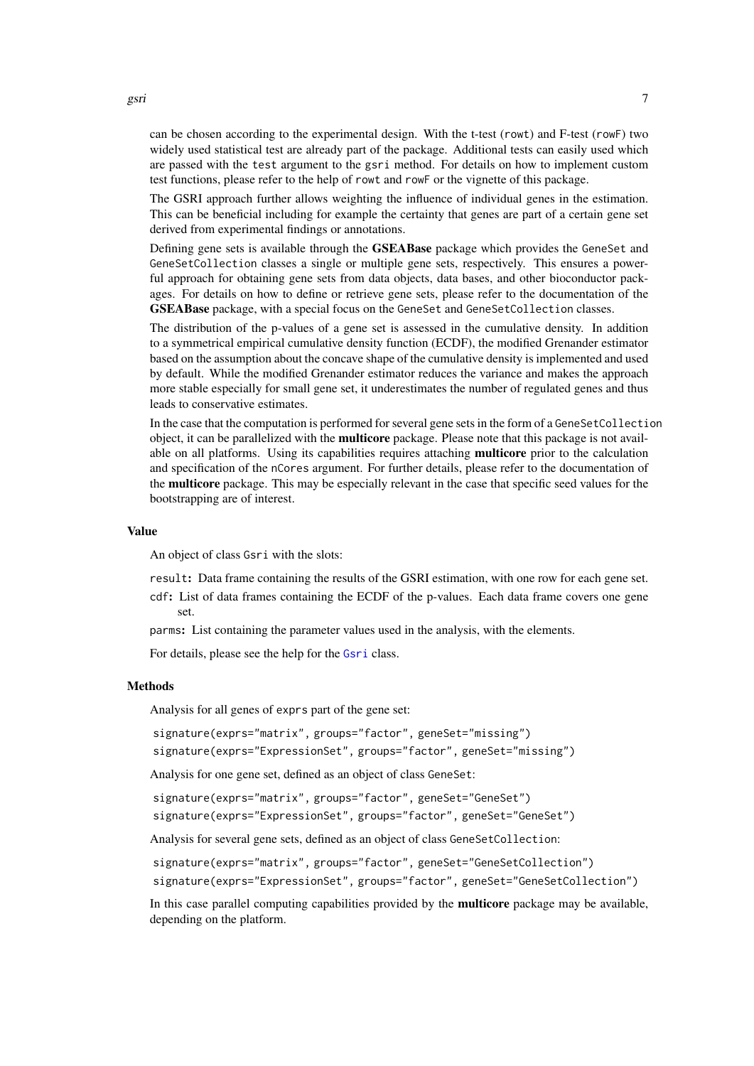can be chosen according to the experimental design. With the t-test (`rowt`) and F-test (`rowF`) two widely used statistical test are already part of the package. Additional tests can easily used which are passed with the `test` argument to the `gsri` method. For details on how to implement custom test functions, please refer to the help of `rowt` and `rowF` or the vignette of this package.

The GSRI approach further allows weighting the influence of individual genes in the estimation. This can be beneficial including for example the certainty that genes are part of a certain gene set derived from experimental findings or annotations.

Defining gene sets is available through the **GSEABase** package which provides the `GeneSet` and `GeneSetCollection` classes a single or multiple gene sets, respectively. This ensures a powerful approach for obtaining gene sets from data objects, data bases, and other bioconductor packages. For details on how to define or retrieve gene sets, please refer to the documentation of the **GSEABase** package, with a special focus on the `GeneSet` and `GeneSetCollection` classes.

The distribution of the p-values of a gene set is assessed in the cumulative density. In addition to a symmetrical empirical cumulative density function (ECDF), the modified Grenander estimator based on the assumption about the concave shape of the cumulative density is implemented and used by default. While the modified Grenander estimator reduces the variance and makes the approach more stable especially for small gene set, it underestimates the number of regulated genes and thus leads to conservative estimates.

In the case that the computation is performed for several gene sets in the form of a `GeneSetCollection` object, it can be parallelized with the **multicore** package. Please note that this package is not available on all platforms. Using its capabilities requires attaching **multicore** prior to the calculation and specification of the `nCores` argument. For further details, please refer to the documentation of the **multicore** package. This may be especially relevant in the case that specific seed values for the bootstrapping are of interest.

### Value

An object of class `Gsri` with the slots:

- `result`: Data frame containing the results of the GSRI estimation, with one row for each gene set.
- `cdf`: List of data frames containing the ECDF of the p-values. Each data frame covers one gene set.
- `parms`: List containing the parameter values used in the analysis, with the elements.

For details, please see the help for the `Gsri` class.

### Methods

Analysis for all genes of `exprs` part of the gene set:

```
signature(exprs="matrix", groups="factor", geneSet="missing")
signature(exprs="ExpressionSet", groups="factor", geneSet="missing")
```

Analysis for one gene set, defined as an object of class `GeneSet`:

```
signature(exprs="matrix", groups="factor", geneSet="GeneSet")
signature(exprs="ExpressionSet", groups="factor", geneSet="GeneSet")
```

Analysis for several gene sets, defined as an object of class `GeneSetCollection`:

```
signature(exprs="matrix", groups="factor", geneSet="GeneSetCollection")
signature(exprs="ExpressionSet", groups="factor", geneSet="GeneSetCollection")
```

In this case parallel computing capabilities provided by the **multicore** package may be available, depending on the platform.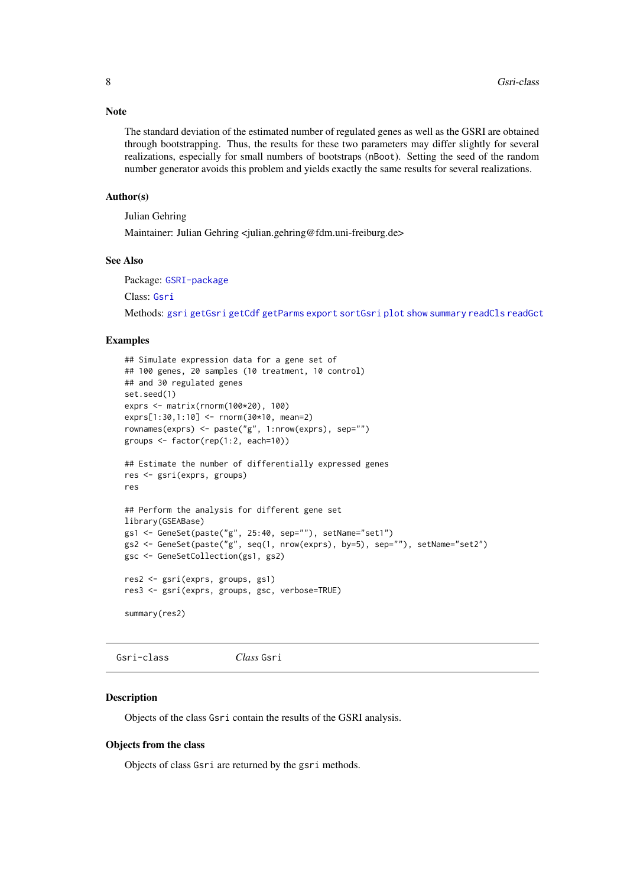### Note

The standard deviation of the estimated number of regulated genes as well as the GSRI are obtained through bootstrapping. Thus, the results for these two parameters may differ slightly for several realizations, especially for small numbers of bootstraps (nBoot). Setting the seed of the random number generator avoids this problem and yields exactly the same results for several realizations.

### Author(s)

Julian Gehring

Maintainer: Julian Gehring <julian.gehring@fdm.uni-freiburg.de>

### See Also

Package: GSRI-package

Class: Gsri

Methods: gsri getGsri getCdf getParms export sortGsri plot show summary readCls readGct

### Examples

```
## Simulate expression data for a gene set of
## 100 genes, 20 samples (10 treatment, 10 control)
## and 30 regulated genes
set.seed(1)
exprs <- matrix(rnorm(100*20), 100)
exprs[1:30,1:10] <- rnorm(30*10, mean=2)
rownames(exprs) <- paste("g", 1:nrow(exprs), sep="")
groups <- factor(rep(1:2, each=10))

## Estimate the number of differentially expressed genes
res <- gsri(exprs, groups)
res

## Perform the analysis for different gene set
library(GSEABase)
gs1 <- GeneSet(paste("g", 25:40, sep=""), setName="set1")
gs2 <- GeneSet(paste("g", seq(1, nrow(exprs), by=5), sep=""), setName="set2")
gsc <- GeneSetCollection(gs1, gs2)

res2 <- gsri(exprs, groups, gs1)
res3 <- gsri(exprs, groups, gsc, verbose=TRUE)

summary(res2)
```

---

## Gsri-class *Class* Gsri

### Description

Objects of the class Gsri contain the results of the GSRI analysis.

### Objects from the class

Objects of class Gsri are returned by the gsri methods.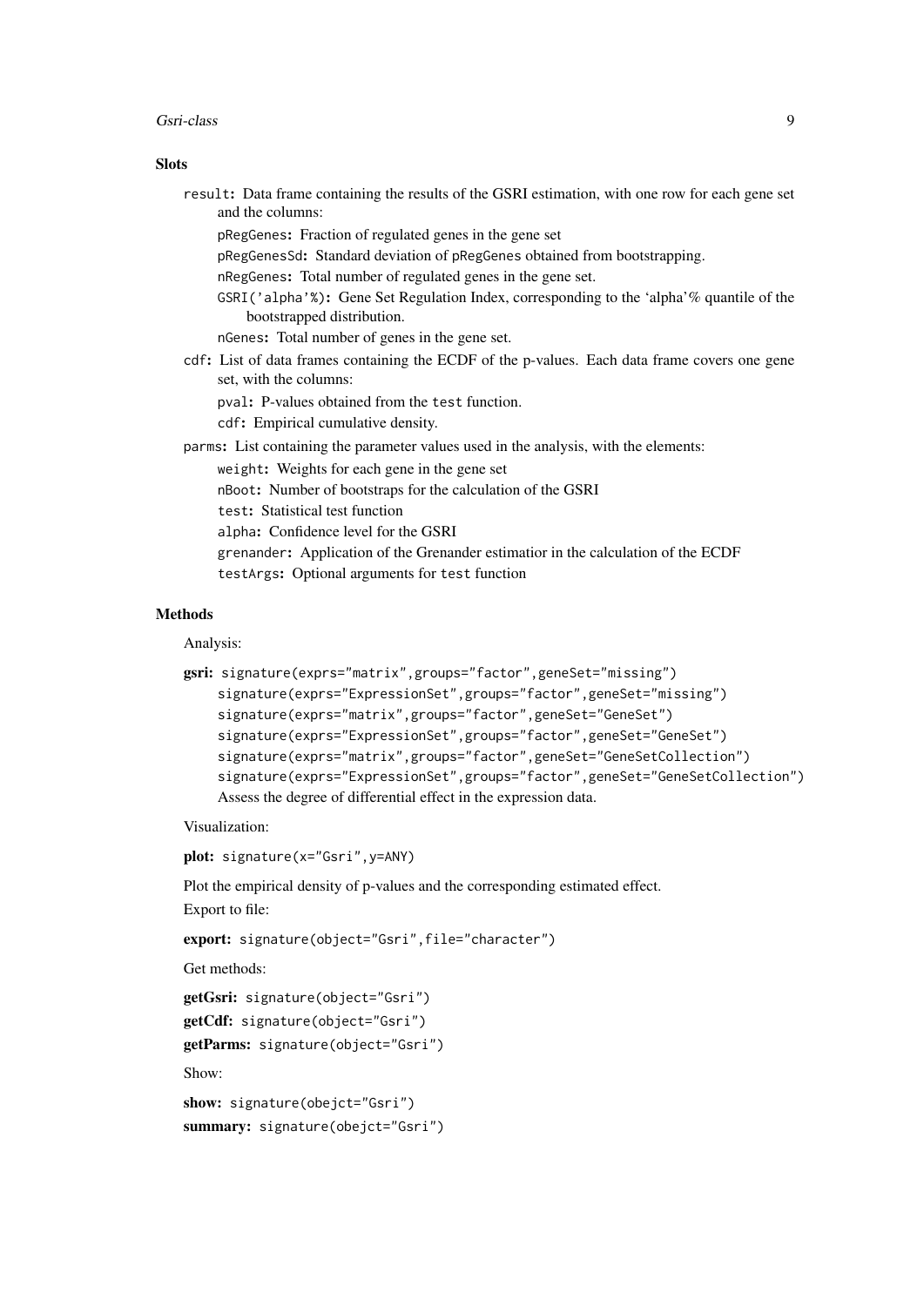### Slots

`result`**:** Data frame containing the results of the GSRI estimation, with one row for each gene set and the columns:

- `pRegGenes`**:** Fraction of regulated genes in the gene set
- `pRegGenesSd`**:** Standard deviation of `pRegGenes` obtained from bootstrapping.
- `nRegGenes`**:** Total number of regulated genes in the gene set.
- `GSRI('alpha'%)`**:** Gene Set Regulation Index, corresponding to the 'alpha'% quantile of the bootstrapped distribution.
- `nGenes`**:** Total number of genes in the gene set.

`cdf`**:** List of data frames containing the ECDF of the p-values. Each data frame covers one gene set, with the columns:

- `pval`**:** P-values obtained from the `test` function.
- `cdf`**:** Empirical cumulative density.

`parms`**:** List containing the parameter values used in the analysis, with the elements:

- `weight`**:** Weights for each gene in the gene set
- `nBoot`**:** Number of bootstraps for the calculation of the GSRI
- `test`**:** Statistical test function
- `alpha`**:** Confidence level for the GSRI
- `grenander`**:** Application of the Grenander estimatior in the calculation of the ECDF
- `testArgs`**:** Optional arguments for `test` function

### Methods

Analysis:

**gsri:** `signature(exprs="matrix",groups="factor",geneSet="missing")`
`signature(exprs="ExpressionSet",groups="factor",geneSet="missing")`
`signature(exprs="matrix",groups="factor",geneSet="GeneSet")`
`signature(exprs="ExpressionSet",groups="factor",geneSet="GeneSet")`
`signature(exprs="matrix",groups="factor",geneSet="GeneSetCollection")`
`signature(exprs="ExpressionSet",groups="factor",geneSet="GeneSetCollection")`
Assess the degree of differential effect in the expression data.

Visualization:

**plot:** `signature(x="Gsri",y=ANY)`

Plot the empirical density of p-values and the corresponding estimated effect.

Export to file:

**export:** `signature(object="Gsri",file="character")`

Get methods:

**getGsri:** `signature(object="Gsri")`

**getCdf:** `signature(object="Gsri")`

**getParms:** `signature(object="Gsri")`

Show:

**show:** `signature(obejct="Gsri")`

**summary:** `signature(obejct="Gsri")`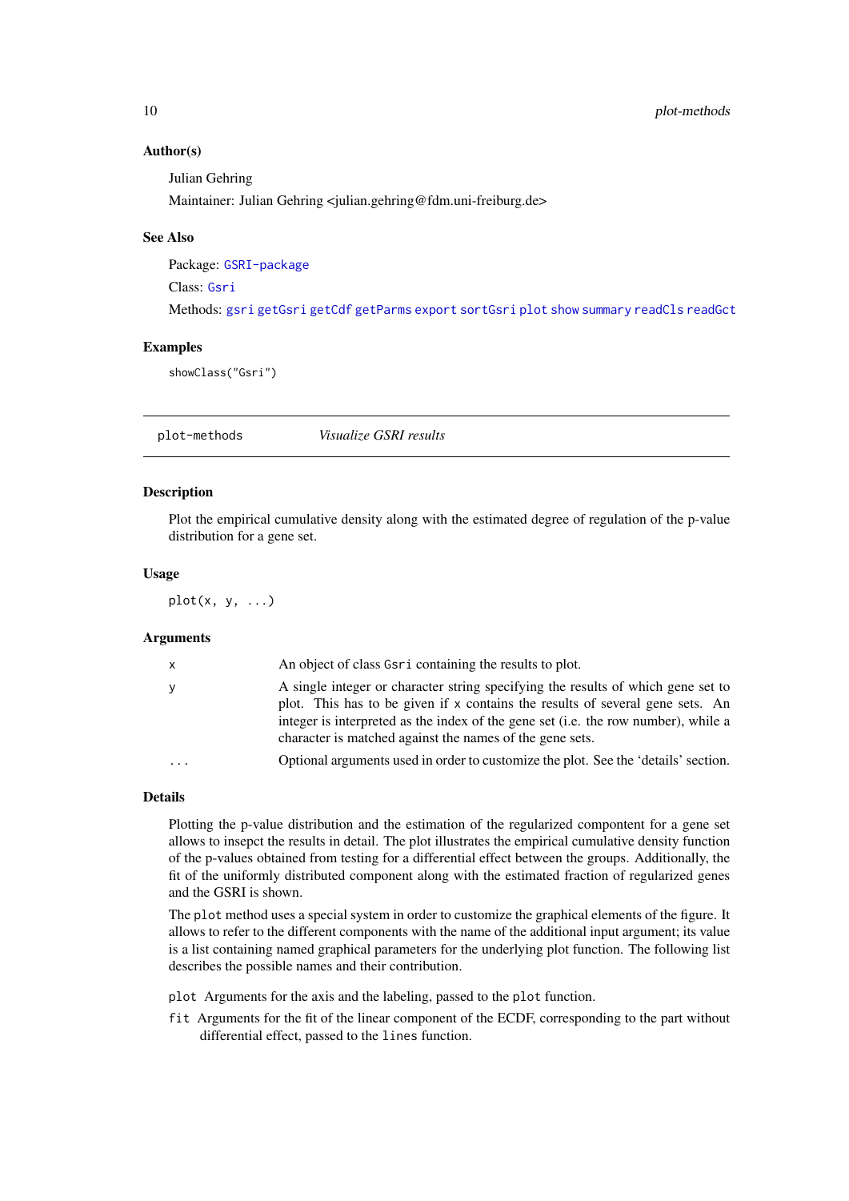### Author(s)

Julian Gehring

Maintainer: Julian Gehring <julian.gehring@fdm.uni-freiburg.de>

### See Also

Package: `GSRI-package`

Class: `Gsri`

Methods: `gsri` `getGsri` `getCdf` `getParms` `export` `sortGsri` `plot` `show` `summary` `readCls` `readGct`

### Examples

```
showClass("Gsri")
```

---

## plot-methods *Visualize GSRI results*

---

### Description

Plot the empirical cumulative density along with the estimated degree of regulation of the p-value distribution for a gene set.

### Usage

```
plot(x, y, ...)
```

### Arguments

| | |
|---|---|
| `x` | An object of class `Gsri` containing the results to plot. |
| `y` | A single integer or character string specifying the results of which gene set to plot. This has to be given if `x` contains the results of several gene sets. An integer is interpreted as the index of the gene set (i.e. the row number), while a character is matched against the names of the gene sets. |
| `...` | Optional arguments used in order to customize the plot. See the 'details' section. |

### Details

Plotting the p-value distribution and the estimation of the regularized compontent for a gene set allows to insepct the results in detail. The plot illustrates the empirical cumulative density function of the p-values obtained from testing for a differential effect between the groups. Additionally, the fit of the uniformly distributed component along with the estimated fraction of regularized genes and the GSRI is shown.

The `plot` method uses a special system in order to customize the graphical elements of the figure. It allows to refer to the different components with the name of the additional input argument; its value is a list containing named graphical parameters for the underlying plot function. The following list describes the possible names and their contribution.

- `plot` Arguments for the axis and the labeling, passed to the `plot` function.
- `fit` Arguments for the fit of the linear component of the ECDF, corresponding to the part without differential effect, passed to the `lines` function.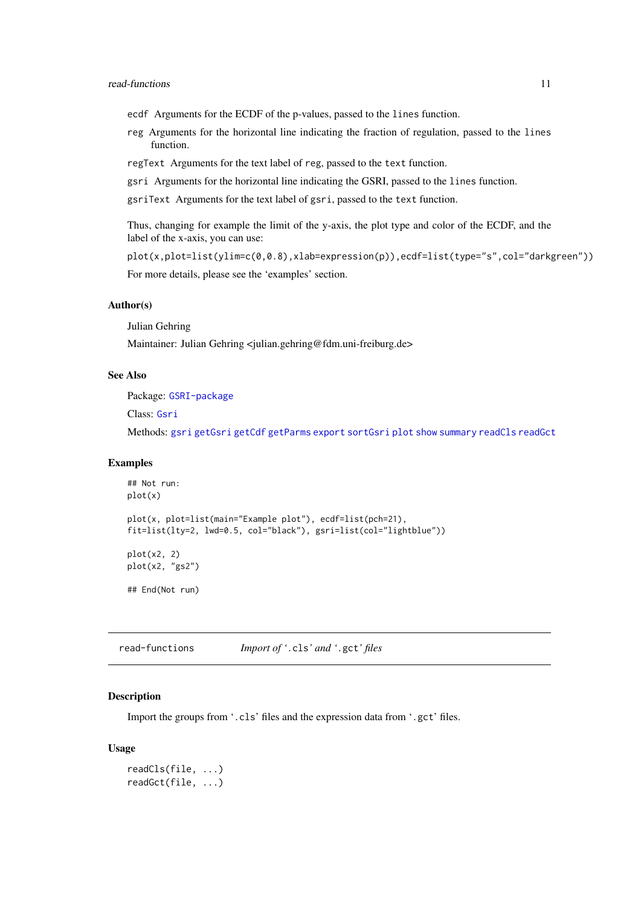`ecdf` Arguments for the ECDF of the p-values, passed to the `lines` function.

`reg` Arguments for the horizontal line indicating the fraction of regulation, passed to the `lines` function.

`regText` Arguments for the text label of `reg`, passed to the `text` function.

`gsri` Arguments for the horizontal line indicating the GSRI, passed to the `lines` function.

`gsriText` Arguments for the text label of `gsri`, passed to the `text` function.

Thus, changing for example the limit of the y-axis, the plot type and color of the ECDF, and the label of the x-axis, you can use:

`plot(x,plot=list(ylim=c(0,0.8),xlab=expression(p)),ecdf=list(type="s",col="darkgreen"))`

For more details, please see the 'examples' section.

### Author(s)

Julian Gehring

Maintainer: Julian Gehring <julian.gehring@fdm.uni-freiburg.de>

### See Also

Package: `GSRI-package`

Class: `Gsri`

Methods: `gsri` `getGsri` `getCdf` `getParms` `export` `sortGsri` `plot` `show` `summary` `readCls` `readGct`

### Examples

```
## Not run:
plot(x)

plot(x, plot=list(main="Example plot"), ecdf=list(pch=21),
fit=list(lty=2, lwd=0.5, col="black"), gsri=list(col="lightblue"))

plot(x2, 2)
plot(x2, "gs2")

## End(Not run)
```

---

## read-functions *Import of '.cls' and '.gct' files*

### Description

Import the groups from '.cls' files and the expression data from '.gct' files.

### Usage

```
readCls(file, ...)
readGct(file, ...)
```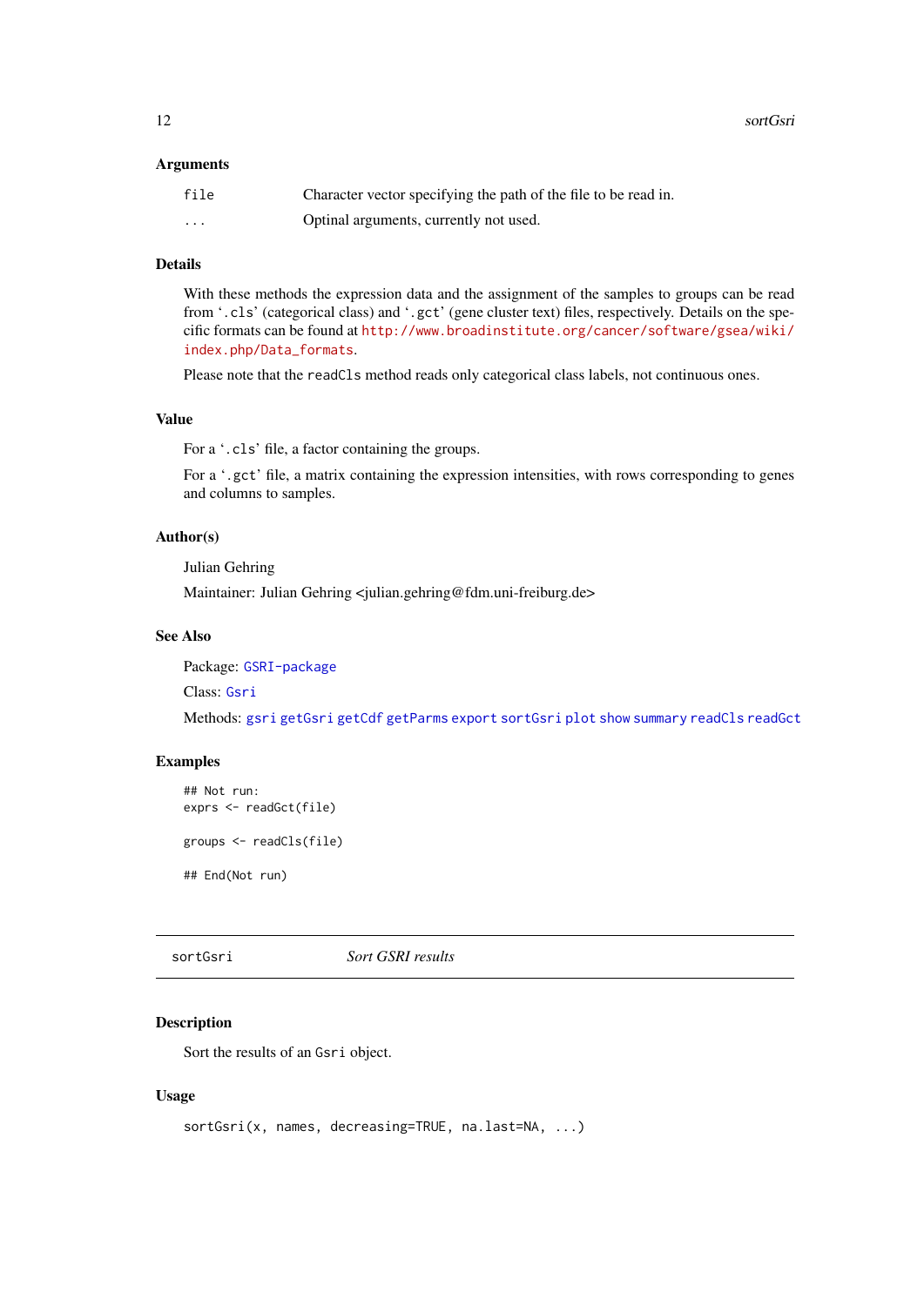### Arguments

| | |
|---|---|
| `file` | Character vector specifying the path of the file to be read in. |
| `...` | Optinal arguments, currently not used. |

### Details

With these methods the expression data and the assignment of the samples to groups can be read from '`.cls`' (categorical class) and '`.gct`' (gene cluster text) files, respectively. Details on the specific formats can be found at http://www.broadinstitute.org/cancer/software/gsea/wiki/index.php/Data_formats.

Please note that the `readCls` method reads only categorical class labels, not continuous ones.

### Value

For a '`.cls`' file, a factor containing the groups.

For a '`.gct`' file, a matrix containing the expression intensities, with rows corresponding to genes and columns to samples.

### Author(s)

Julian Gehring

Maintainer: Julian Gehring <julian.gehring@fdm.uni-freiburg.de>

### See Also

Package: `GSRI-package`

Class: `Gsri`

Methods: `gsri` `getGsri` `getCdf` `getParms` `export` `sortGsri` `plot` `show` `summary` `readCls` `readGct`

### Examples

```
## Not run:
exprs <- readGct(file)

groups <- readCls(file)

## End(Not run)
```

---

## sortGsri *Sort GSRI results*

---

### Description

Sort the results of an `Gsri` object.

### Usage

```
sortGsri(x, names, decreasing=TRUE, na.last=NA, ...)
```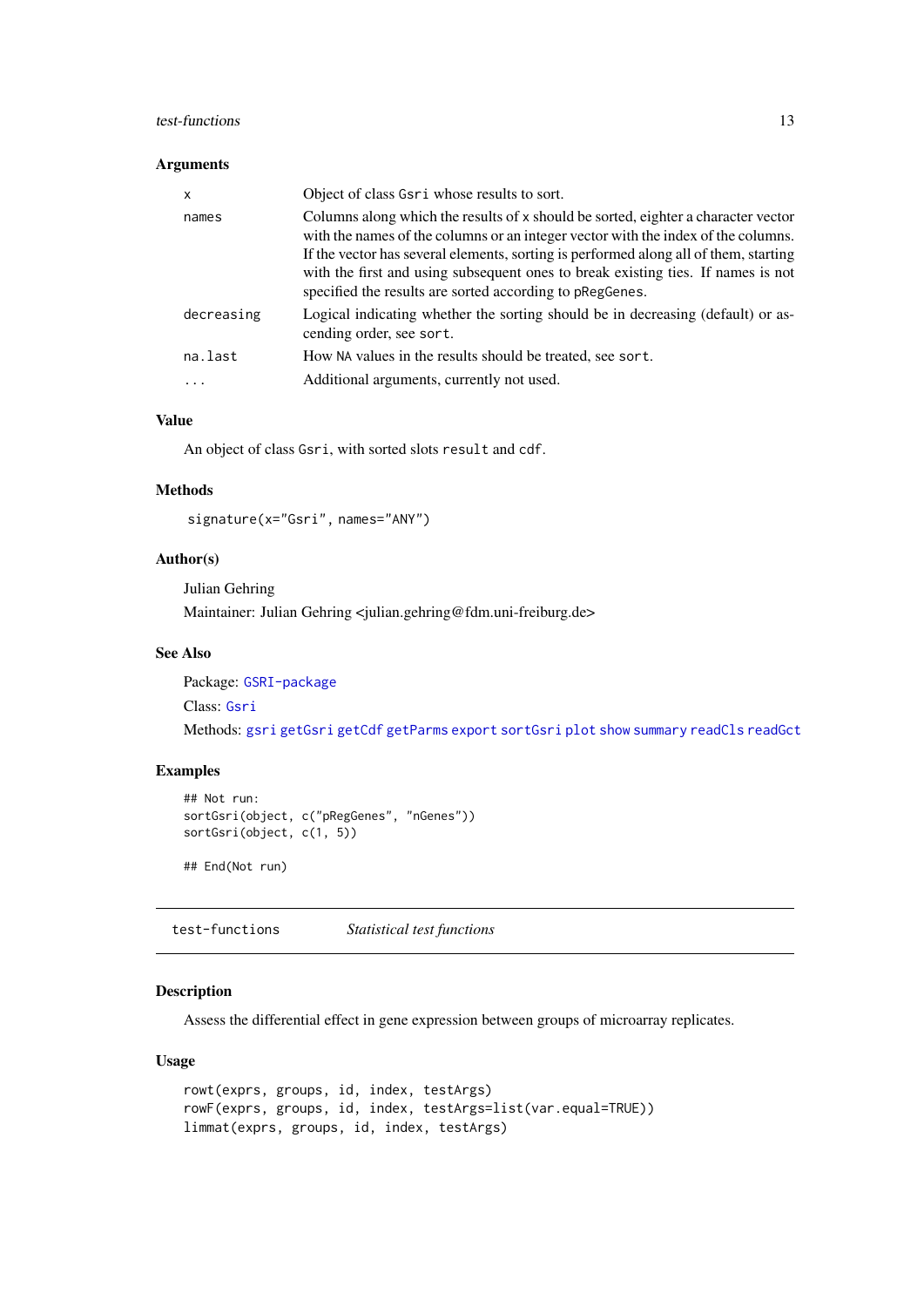### Arguments

| | |
|---|---|
| `x` | Object of class `Gsri` whose results to sort. |
| `names` | Columns along which the results of `x` should be sorted, eighter a character vector with the names of the columns or an integer vector with the index of the columns. If the vector has several elements, sorting is performed along all of them, starting with the first and using subsequent ones to break existing ties. If names is not specified the results are sorted according to `pRegGenes`. |
| `decreasing` | Logical indicating whether the sorting should be in decreasing (default) or ascending order, see `sort`. |
| `na.last` | How `NA` values in the results should be treated, see `sort`. |
| `...` | Additional arguments, currently not used. |

### Value

An object of class `Gsri`, with sorted slots `result` and `cdf`.

### Methods

`signature(x="Gsri", names="ANY")`

### Author(s)

Julian Gehring

Maintainer: Julian Gehring <julian.gehring@fdm.uni-freiburg.de>

### See Also

Package: `GSRI-package`

Class: `Gsri`

Methods: `gsri` `getGsri` `getCdf` `getParms` `export` `sortGsri` `plot` `show` `summary` `readCls` `readGct`

### Examples

```
## Not run:
sortGsri(object, c("pRegGenes", "nGenes"))
sortGsri(object, c(1, 5))

## End(Not run)
```

---

## `test-functions` *Statistical test functions*

---

### Description

Assess the differential effect in gene expression between groups of microarray replicates.

### Usage

```
rowt(exprs, groups, id, index, testArgs)
rowF(exprs, groups, id, index, testArgs=list(var.equal=TRUE))
limmat(exprs, groups, id, index, testArgs)
```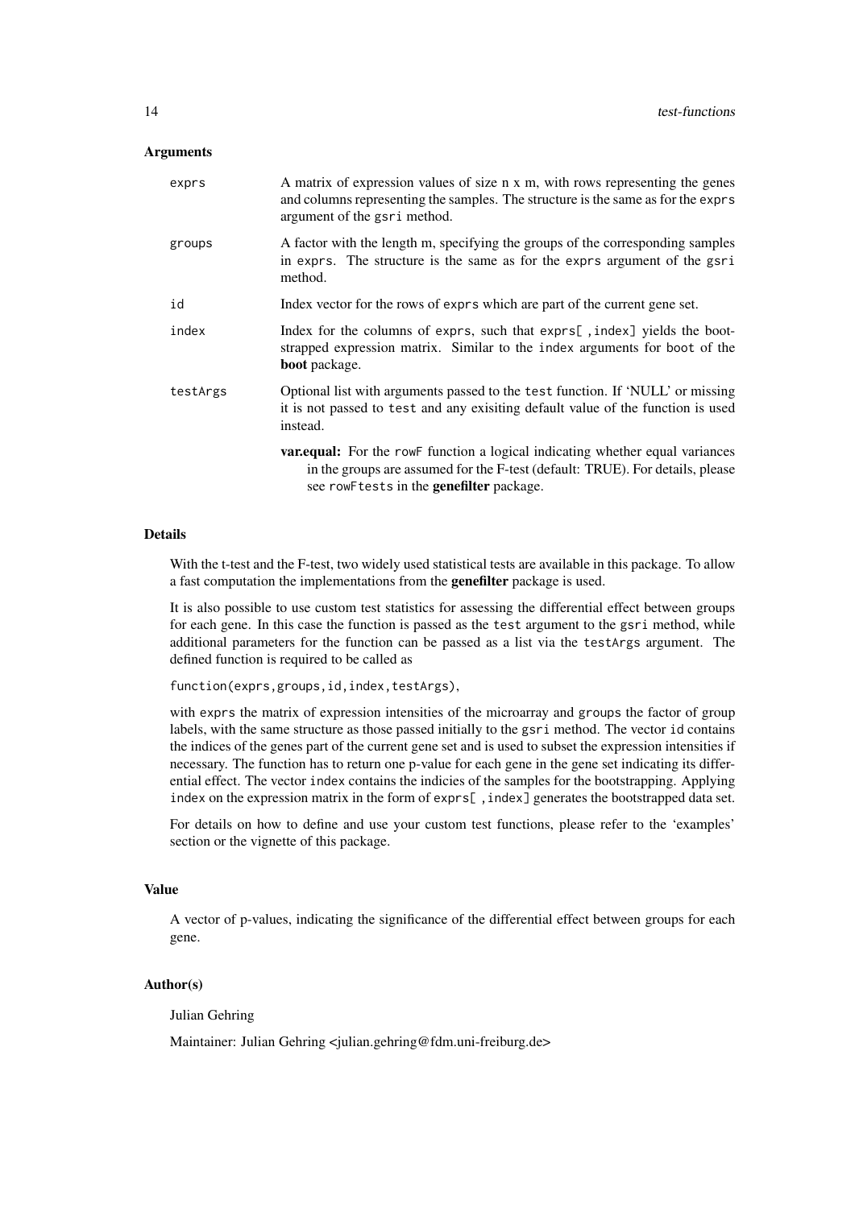## Arguments

`exprs` A matrix of expression values of size n x m, with rows representing the genes and columns representing the samples. The structure is the same as for the `exprs` argument of the `gsri` method.

`groups` A factor with the length m, specifying the groups of the corresponding samples in `exprs`. The structure is the same as for the `exprs` argument of the `gsri` method.

`id` Index vector for the rows of `exprs` which are part of the current gene set.

`index` Index for the columns of `exprs`, such that `exprs[ ,index]` yields the bootstrapped expression matrix. Similar to the `index` arguments for `boot` of the **boot** package.

`testArgs` Optional list with arguments passed to the `test` function. If 'NULL' or missing it is not passed to `test` and any exisiting default value of the function is used instead.

**var.equal:** For the `rowF` function a logical indicating whether equal variances in the groups are assumed for the F-test (default: TRUE). For details, please see `rowFtests` in the **genefilter** package.

## Details

With the t-test and the F-test, two widely used statistical tests are available in this package. To allow a fast computation the implementations from the **genefilter** package is used.

It is also possible to use custom test statistics for assessing the differential effect between groups for each gene. In this case the function is passed as the `test` argument to the `gsri` method, while additional parameters for the function can be passed as a list via the `testArgs` argument. The defined function is required to be called as

`function(exprs,groups,id,index,testArgs)`,

with `exprs` the matrix of expression intensities of the microarray and `groups` the factor of group labels, with the same structure as those passed initially to the `gsri` method. The vector `id` contains the indices of the genes part of the current gene set and is used to subset the expression intensities if necessary. The function has to return one p-value for each gene in the gene set indicating its differential effect. The vector `index` contains the indicies of the samples for the bootstrapping. Applying `index` on the expression matrix in the form of `exprs[ ,index]` generates the bootstrapped data set.

For details on how to define and use your custom test functions, please refer to the 'examples' section or the vignette of this package.

## Value

A vector of p-values, indicating the significance of the differential effect between groups for each gene.

## Author(s)

Julian Gehring

Maintainer: Julian Gehring <julian.gehring@fdm.uni-freiburg.de>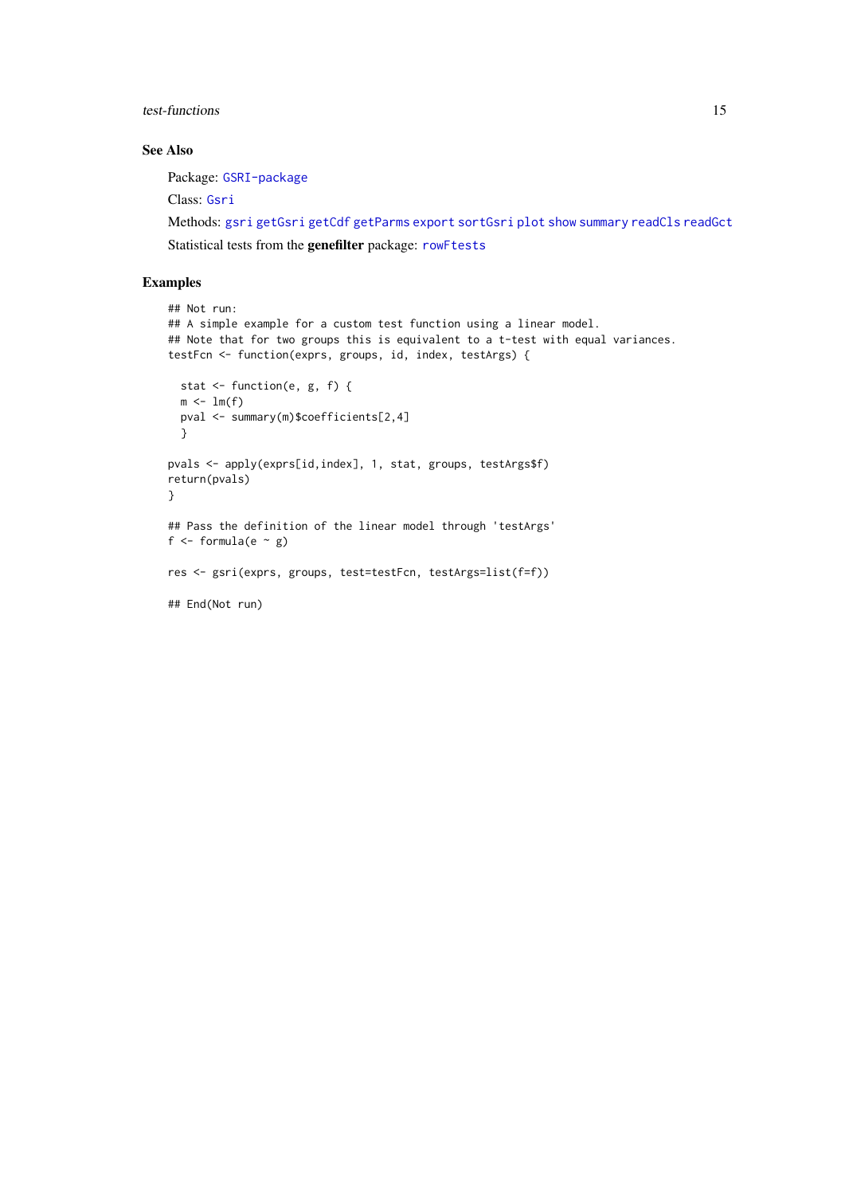## See Also

Package: GSRI-package

Class: Gsri

Methods: gsri getGsri getCdf getParms export sortGsri plot show summary readCls readGct

Statistical tests from the **genefilter** package: rowFtests

## Examples

```
## Not run:
## A simple example for a custom test function using a linear model.
## Note that for two groups this is equivalent to a t-test with equal variances.
testFcn <- function(exprs, groups, id, index, testArgs) {

  stat <- function(e, g, f) {
  m <- lm(f)
  pval <- summary(m)$coefficients[2,4]
  }

pvals <- apply(exprs[id,index], 1, stat, groups, testArgs$f)
return(pvals)
}

## Pass the definition of the linear model through 'testArgs'
f <- formula(e ~ g)

res <- gsri(exprs, groups, test=testFcn, testArgs=list(f=f))

## End(Not run)
```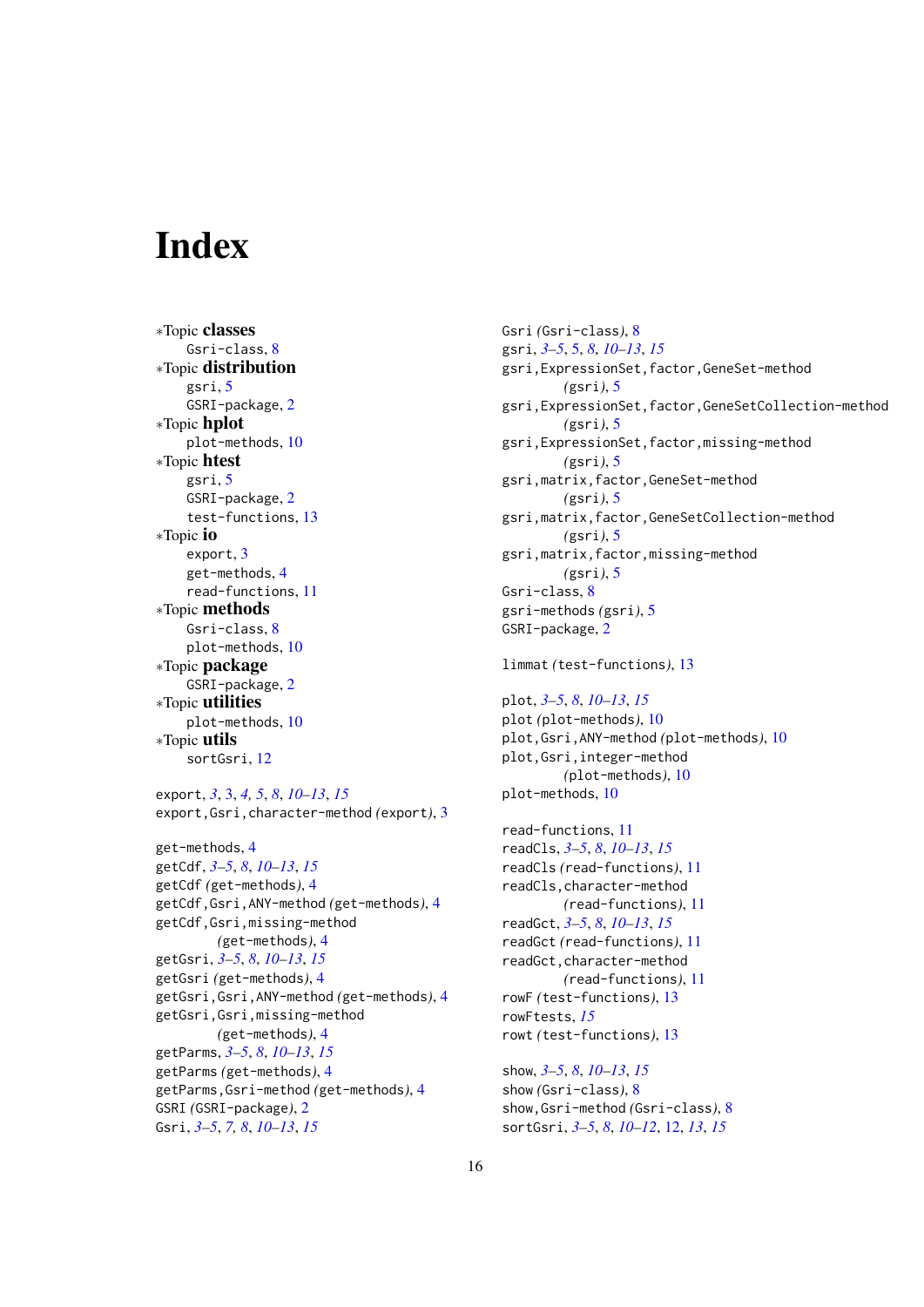# Index

∗Topic **classes**
  Gsri-class, 8
∗Topic **distribution**
  gsri, 5
  GSRI-package, 2
∗Topic **hplot**
  plot-methods, 10
∗Topic **htest**
  gsri, 5
  GSRI-package, 2
  test-functions, 13
∗Topic **io**
  export, 3
  get-methods, 4
  read-functions, 11
∗Topic **methods**
  Gsri-class, 8
  plot-methods, 10
∗Topic **package**
  GSRI-package, 2
∗Topic **utilities**
  plot-methods, 10
∗Topic **utils**
  sortGsri, 12

export, *3*, 3, *4, 5*, *8*, *10–13*, *15*
export,Gsri,character-method *(*export*)*, 3

get-methods, 4
getCdf, *3–5*, *8*, *10–13*, *15*
getCdf *(*get-methods*)*, 4
getCdf,Gsri,ANY-method *(*get-methods*)*, 4
getCdf,Gsri,missing-method
  *(*get-methods*)*, 4
getGsri, *3–5*, *8*, *10–13*, *15*
getGsri *(*get-methods*)*, 4
getGsri,Gsri,ANY-method *(*get-methods*)*, 4
getGsri,Gsri,missing-method
  *(*get-methods*)*, 4
getParms, *3–5*, *8*, *10–13*, *15*
getParms *(*get-methods*)*, 4
getParms,Gsri-method *(*get-methods*)*, 4
GSRI *(*GSRI-package*)*, 2
Gsri, *3–5*, *7, 8*, *10–13*, *15*

Gsri *(*Gsri-class*)*, 8
gsri, *3–5*, 5, *8*, *10–13*, *15*
gsri,ExpressionSet,factor,GeneSet-method
  *(*gsri*)*, 5
gsri,ExpressionSet,factor,GeneSetCollection-method
  *(*gsri*)*, 5
gsri,ExpressionSet,factor,missing-method
  *(*gsri*)*, 5
gsri,matrix,factor,GeneSet-method
  *(*gsri*)*, 5
gsri,matrix,factor,GeneSetCollection-method
  *(*gsri*)*, 5
gsri,matrix,factor,missing-method
  *(*gsri*)*, 5
Gsri-class, 8
gsri-methods *(*gsri*)*, 5
GSRI-package, 2

limmat *(*test-functions*)*, 13

plot, *3–5*, *8*, *10–13*, *15*
plot *(*plot-methods*)*, 10
plot,Gsri,ANY-method *(*plot-methods*)*, 10
plot,Gsri,integer-method
  *(*plot-methods*)*, 10
plot-methods, 10

read-functions, 11
readCls, *3–5*, *8*, *10–13*, *15*
readCls *(*read-functions*)*, 11
readCls,character-method
  *(*read-functions*)*, 11
readGct, *3–5*, *8*, *10–13*, *15*
readGct *(*read-functions*)*, 11
readGct,character-method
  *(*read-functions*)*, 11
rowF *(*test-functions*)*, 13
rowFtests, *15*
rowt *(*test-functions*)*, 13

show, *3–5*, *8*, *10–13*, *15*
show *(*Gsri-class*)*, 8
show,Gsri-method *(*Gsri-class*)*, 8
sortGsri, *3–5*, *8*, *10–12*, 12, *13*, *15*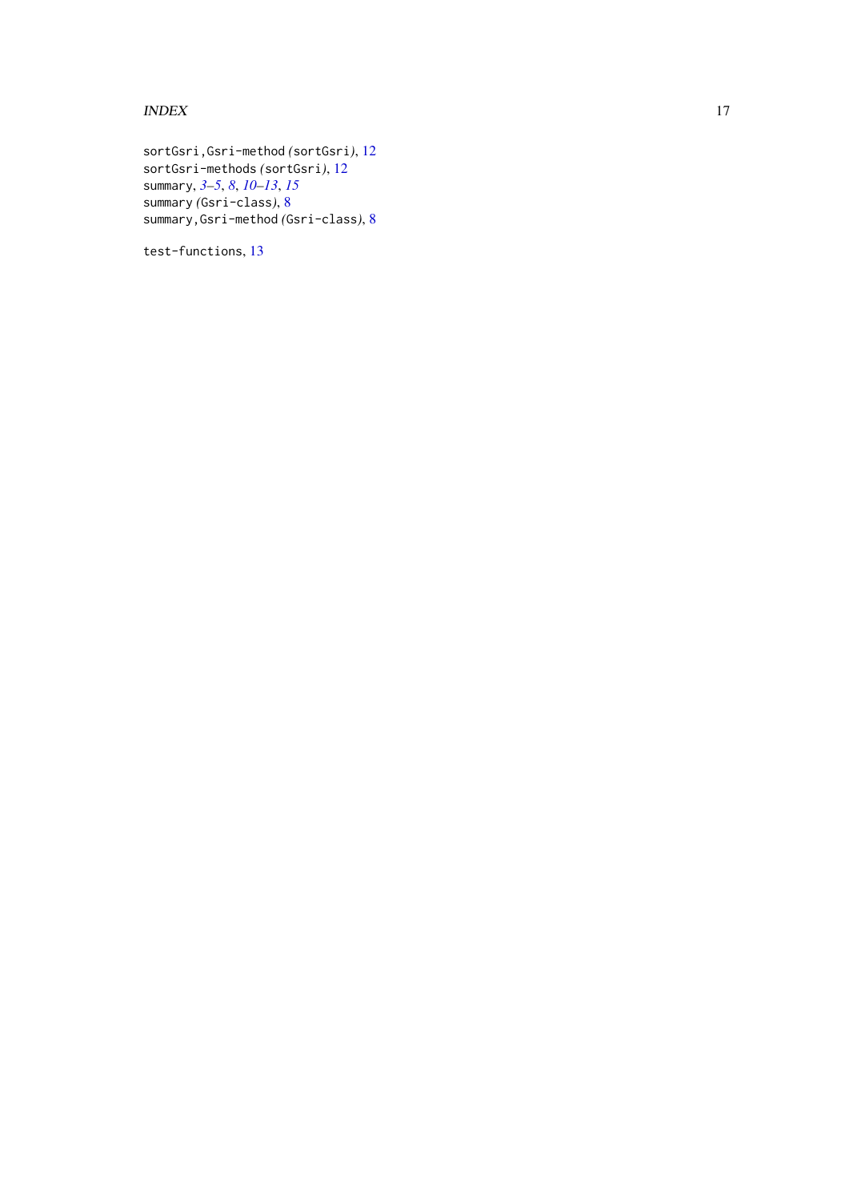sortGsri,Gsri-method *(*sortGsri*)*, 12
sortGsri-methods *(*sortGsri*)*, 12
summary, *3–5*, *8*, *10–13*, *15*
summary *(*Gsri-class*)*, 8
summary,Gsri-method *(*Gsri-class*)*, 8

test-functions, 13